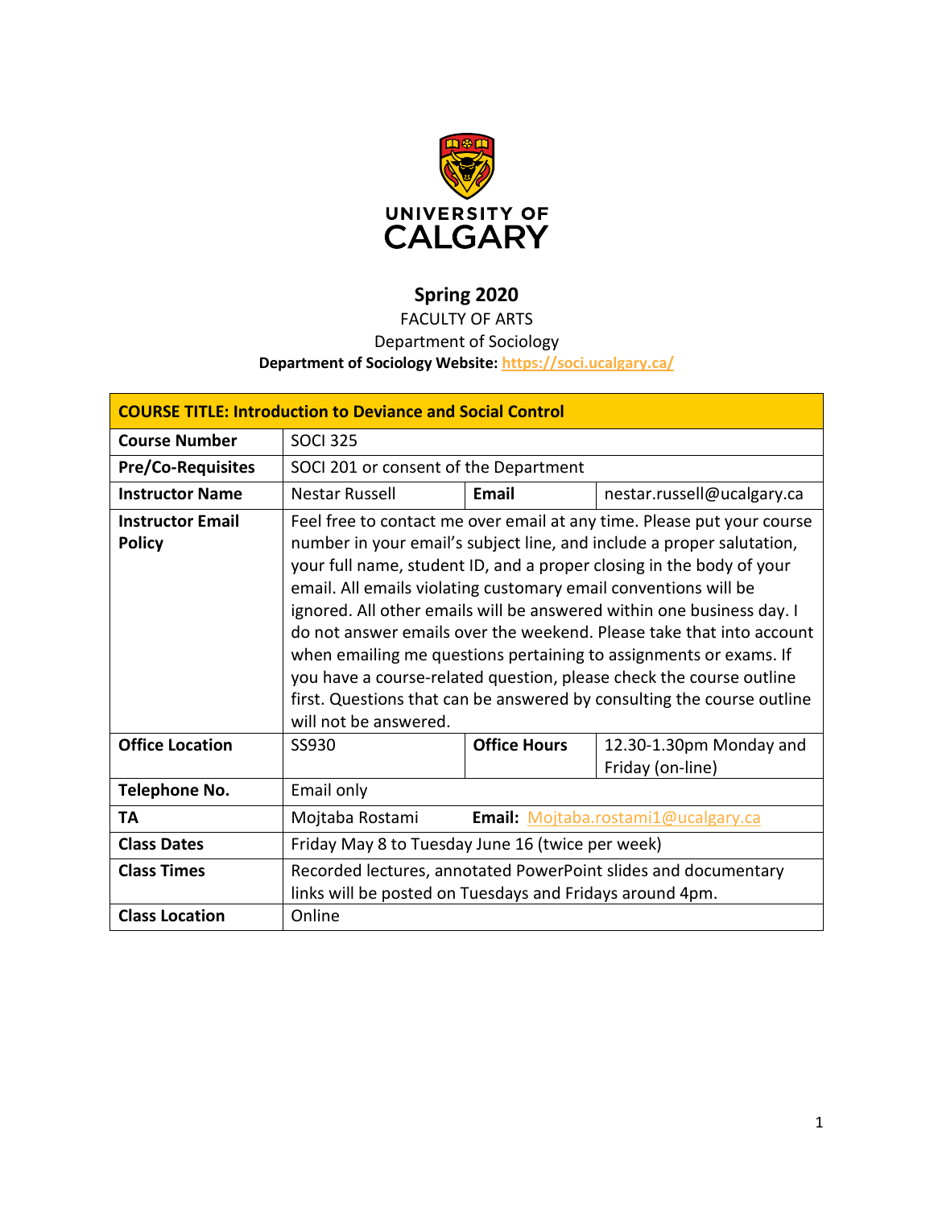UNIVERSITY OF CALGARY

# Spring 2020

FACULTY OF ARTS
Department of Sociology
**Department of Sociology Website: https://soci.ucalgary.ca/**

| **COURSE TITLE: Introduction to Deviance and Social Control** | | | |
|---|---|---|---|
| **Course Number** | SOCI 325 | | |
| **Pre/Co-Requisites** | SOCI 201 or consent of the Department | | |
| **Instructor Name** | Nestar Russell | **Email** | nestar.russell@ucalgary.ca |
| **Instructor Email Policy** | Feel free to contact me over email at any time. Please put your course number in your email's subject line, and include a proper salutation, your full name, student ID, and a proper closing in the body of your email. All emails violating customary email conventions will be ignored. All other emails will be answered within one business day. I do not answer emails over the weekend. Please take that into account when emailing me questions pertaining to assignments or exams. If you have a course-related question, please check the course outline first. Questions that can be answered by consulting the course outline will not be answered. | | |
| **Office Location** | SS930 | **Office Hours** | 12.30-1.30pm Monday and Friday (on-line) |
| **Telephone No.** | Email only | | |
| **TA** | Mojtaba Rostami | **Email:** | Mojtaba.rostami1@ucalgary.ca |
| **Class Dates** | Friday May 8 to Tuesday June 16 (twice per week) | | |
| **Class Times** | Recorded lectures, annotated PowerPoint slides and documentary links will be posted on Tuesdays and Fridays around 4pm. | | |
| **Class Location** | Online | | |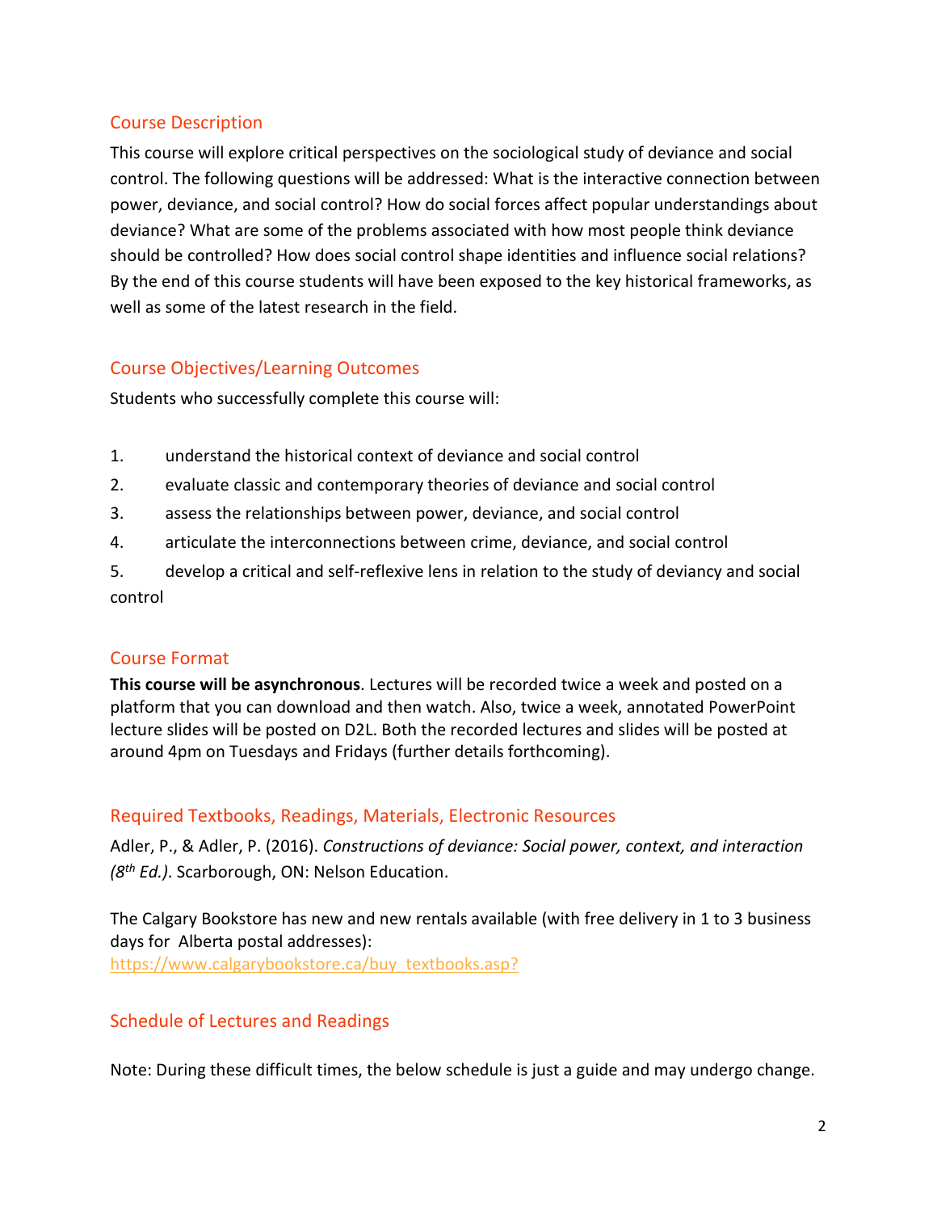## Course Description

This course will explore critical perspectives on the sociological study of deviance and social control. The following questions will be addressed: What is the interactive connection between power, deviance, and social control? How do social forces affect popular understandings about deviance? What are some of the problems associated with how most people think deviance should be controlled? How does social control shape identities and influence social relations? By the end of this course students will have been exposed to the key historical frameworks, as well as some of the latest research in the field.

## Course Objectives/Learning Outcomes

Students who successfully complete this course will:

1. understand the historical context of deviance and social control
2. evaluate classic and contemporary theories of deviance and social control
3. assess the relationships between power, deviance, and social control
4. articulate the interconnections between crime, deviance, and social control
5. develop a critical and self-reflexive lens in relation to the study of deviancy and social control

## Course Format

**This course will be asynchronous**. Lectures will be recorded twice a week and posted on a platform that you can download and then watch. Also, twice a week, annotated PowerPoint lecture slides will be posted on D2L. Both the recorded lectures and slides will be posted at around 4pm on Tuesdays and Fridays (further details forthcoming).

## Required Textbooks, Readings, Materials, Electronic Resources

Adler, P., & Adler, P. (2016). *Constructions of deviance: Social power, context, and interaction (8th Ed.)*. Scarborough, ON: Nelson Education.

The Calgary Bookstore has new and new rentals available (with free delivery in 1 to 3 business days for Alberta postal addresses):
https://www.calgarybookstore.ca/buy_textbooks.asp?

## Schedule of Lectures and Readings

Note: During these difficult times, the below schedule is just a guide and may undergo change.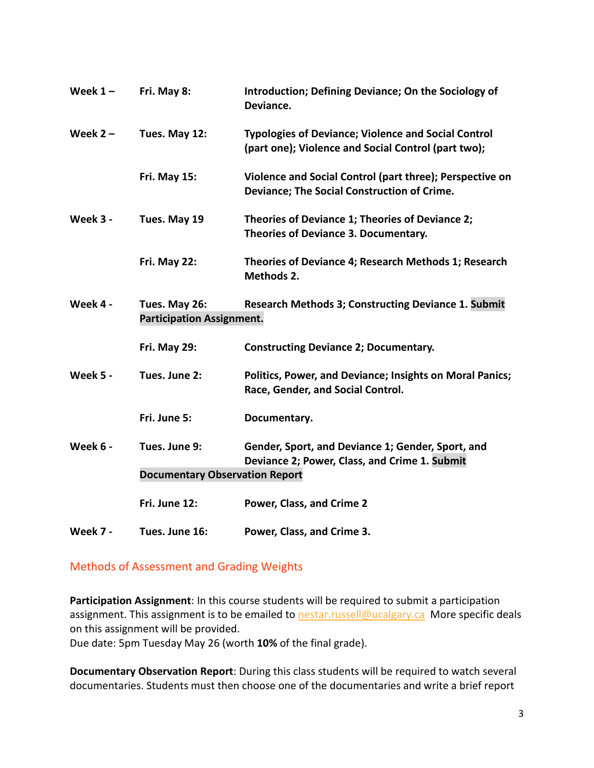| | | |
|---|---|---|
| **Week 1 –** | **Fri. May 8:** | **Introduction; Defining Deviance; On the Sociology of Deviance.** |
| **Week 2 –** | **Tues. May 12:** | **Typologies of Deviance; Violence and Social Control (part one); Violence and Social Control (part two);** |
| | **Fri. May 15:** | **Violence and Social Control (part three); Perspective on Deviance; The Social Construction of Crime.** |
| **Week 3 -** | **Tues. May 19** | **Theories of Deviance 1; Theories of Deviance 2; Theories of Deviance 3. Documentary.** |
| | **Fri. May 22:** | **Theories of Deviance 4; Research Methods 1; Research Methods 2.** |
| **Week 4 -** | **Tues. May 26:** | **Research Methods 3; Constructing Deviance 1. Submit Participation Assignment.** |
| | **Fri. May 29:** | **Constructing Deviance 2; Documentary.** |
| **Week 5 -** | **Tues. June 2:** | **Politics, Power, and Deviance; Insights on Moral Panics; Race, Gender, and Social Control.** |
| | **Fri. June 5:** | **Documentary.** |
| **Week 6 -** | **Tues. June 9:** | **Gender, Sport, and Deviance 1; Gender, Sport, and Deviance 2; Power, Class, and Crime 1. Submit Documentary Observation Report** |
| | **Fri. June 12:** | **Power, Class, and Crime 2** |
| **Week 7 -** | **Tues. June 16:** | **Power, Class, and Crime 3.** |

## Methods of Assessment and Grading Weights

**Participation Assignment**: In this course students will be required to submit a participation assignment. This assignment is to be emailed to nestar.russell@ucalgary.ca More specific deals on this assignment will be provided.
Due date: 5pm Tuesday May 26 (worth **10%** of the final grade).

**Documentary Observation Report**: During this class students will be required to watch several documentaries. Students must then choose one of the documentaries and write a brief report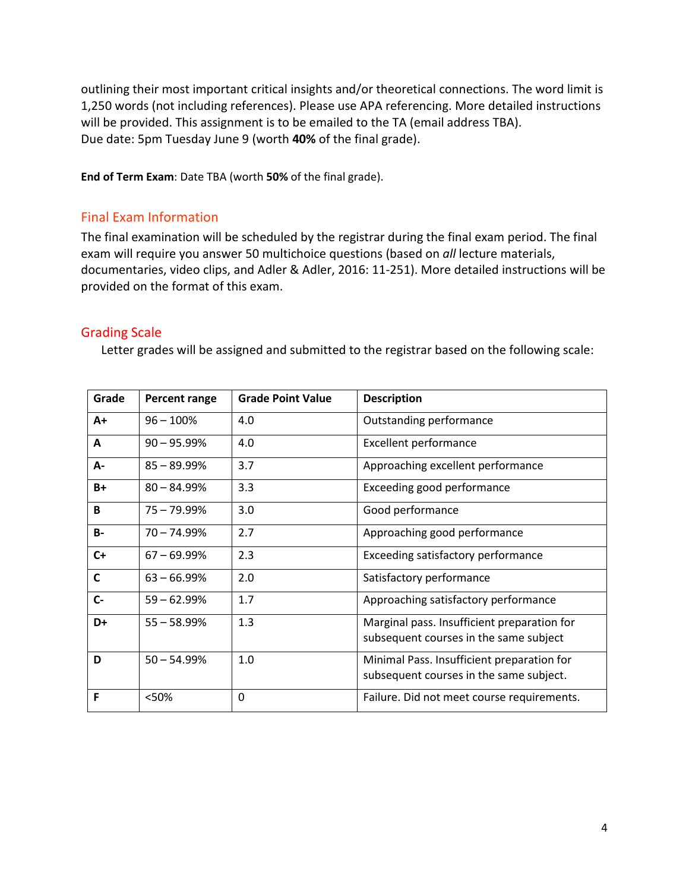outlining their most important critical insights and/or theoretical connections. The word limit is 1,250 words (not including references). Please use APA referencing. More detailed instructions will be provided. This assignment is to be emailed to the TA (email address TBA).
Due date: 5pm Tuesday June 9 (worth **40%** of the final grade).

**End of Term Exam**: Date TBA (worth **50%** of the final grade).

## Final Exam Information

The final examination will be scheduled by the registrar during the final exam period. The final exam will require you answer 50 multichoice questions (based on *all* lecture materials, documentaries, video clips, and Adler & Adler, 2016: 11-251). More detailed instructions will be provided on the format of this exam.

## Grading Scale

Letter grades will be assigned and submitted to the registrar based on the following scale:

| Grade | Percent range | Grade Point Value | Description |
| --- | --- | --- | --- |
| **A+** | 96 – 100% | 4.0 | Outstanding performance |
| **A** | 90 – 95.99% | 4.0 | Excellent performance |
| **A-** | 85 – 89.99% | 3.7 | Approaching excellent performance |
| **B+** | 80 – 84.99% | 3.3 | Exceeding good performance |
| **B** | 75 – 79.99% | 3.0 | Good performance |
| **B-** | 70 – 74.99% | 2.7 | Approaching good performance |
| **C+** | 67 – 69.99% | 2.3 | Exceeding satisfactory performance |
| **C** | 63 – 66.99% | 2.0 | Satisfactory performance |
| **C-** | 59 – 62.99% | 1.7 | Approaching satisfactory performance |
| **D+** | 55 – 58.99% | 1.3 | Marginal pass. Insufficient preparation for subsequent courses in the same subject |
| **D** | 50 – 54.99% | 1.0 | Minimal Pass. Insufficient preparation for subsequent courses in the same subject. |
| **F** | <50% | 0 | Failure. Did not meet course requirements. |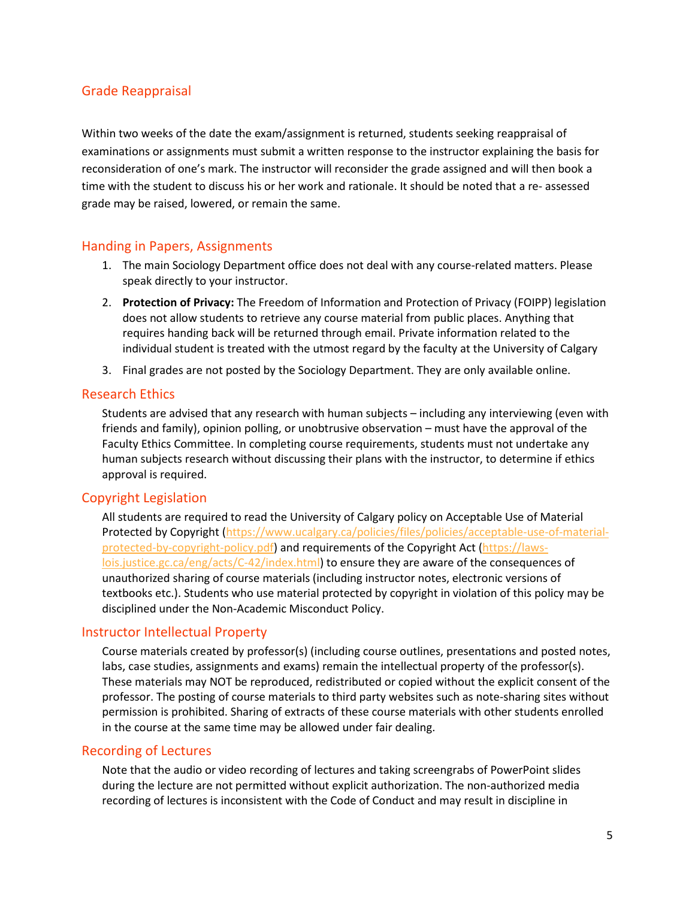## Grade Reappraisal

Within two weeks of the date the exam/assignment is returned, students seeking reappraisal of examinations or assignments must submit a written response to the instructor explaining the basis for reconsideration of one's mark. The instructor will reconsider the grade assigned and will then book a time with the student to discuss his or her work and rationale. It should be noted that a re- assessed grade may be raised, lowered, or remain the same.

## Handing in Papers, Assignments

1. The main Sociology Department office does not deal with any course-related matters. Please speak directly to your instructor.
2. **Protection of Privacy:** The Freedom of Information and Protection of Privacy (FOIPP) legislation does not allow students to retrieve any course material from public places. Anything that requires handing back will be returned through email. Private information related to the individual student is treated with the utmost regard by the faculty at the University of Calgary
3. Final grades are not posted by the Sociology Department. They are only available online.

## Research Ethics

Students are advised that any research with human subjects – including any interviewing (even with friends and family), opinion polling, or unobtrusive observation – must have the approval of the Faculty Ethics Committee. In completing course requirements, students must not undertake any human subjects research without discussing their plans with the instructor, to determine if ethics approval is required.

## Copyright Legislation

All students are required to read the University of Calgary policy on Acceptable Use of Material Protected by Copyright (https://www.ucalgary.ca/policies/files/policies/acceptable-use-of-material-protected-by-copyright-policy.pdf) and requirements of the Copyright Act (https://laws-lois.justice.gc.ca/eng/acts/C-42/index.html) to ensure they are aware of the consequences of unauthorized sharing of course materials (including instructor notes, electronic versions of textbooks etc.). Students who use material protected by copyright in violation of this policy may be disciplined under the Non-Academic Misconduct Policy.

## Instructor Intellectual Property

Course materials created by professor(s) (including course outlines, presentations and posted notes, labs, case studies, assignments and exams) remain the intellectual property of the professor(s). These materials may NOT be reproduced, redistributed or copied without the explicit consent of the professor. The posting of course materials to third party websites such as note-sharing sites without permission is prohibited. Sharing of extracts of these course materials with other students enrolled in the course at the same time may be allowed under fair dealing.

## Recording of Lectures

Note that the audio or video recording of lectures and taking screengrabs of PowerPoint slides during the lecture are not permitted without explicit authorization. The non-authorized media recording of lectures is inconsistent with the Code of Conduct and may result in discipline in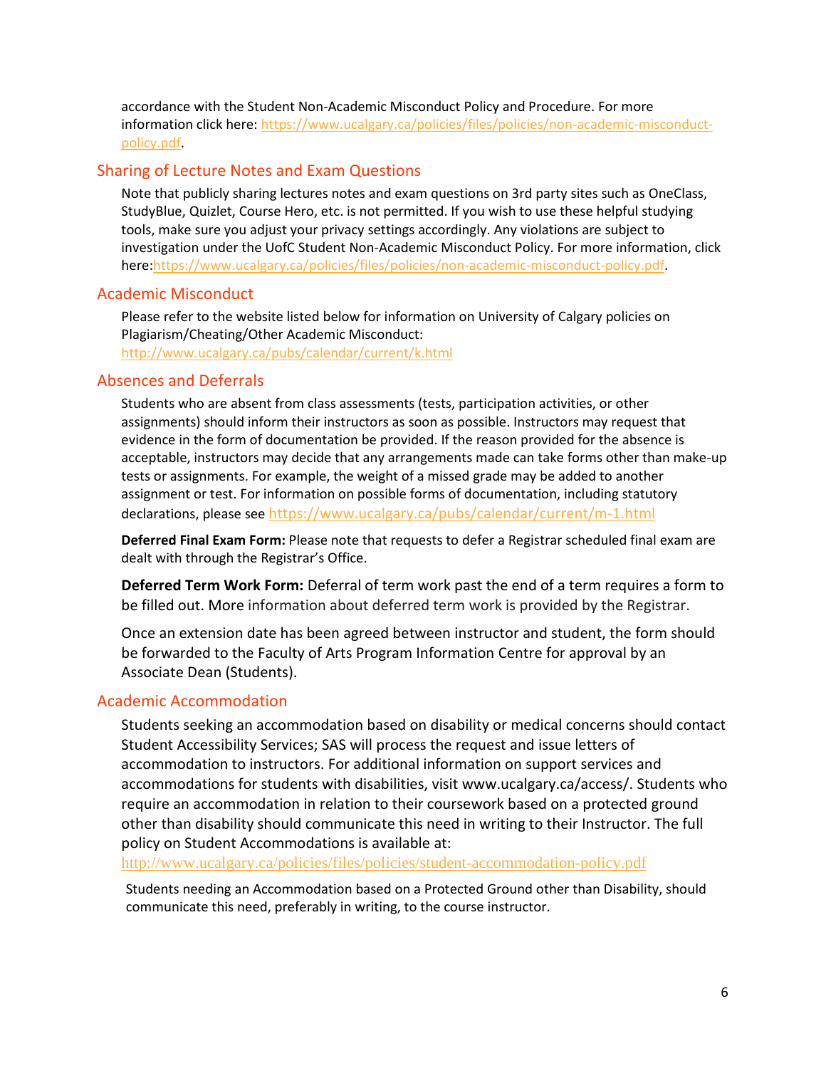accordance with the Student Non-Academic Misconduct Policy and Procedure. For more information click here: https://www.ucalgary.ca/policies/files/policies/non-academic-misconduct-policy.pdf.

## Sharing of Lecture Notes and Exam Questions

Note that publicly sharing lectures notes and exam questions on 3rd party sites such as OneClass, StudyBlue, Quizlet, Course Hero, etc. is not permitted. If you wish to use these helpful studying tools, make sure you adjust your privacy settings accordingly. Any violations are subject to investigation under the UofC Student Non-Academic Misconduct Policy. For more information, click here:https://www.ucalgary.ca/policies/files/policies/non-academic-misconduct-policy.pdf.

## Academic Misconduct

Please refer to the website listed below for information on University of Calgary policies on Plagiarism/Cheating/Other Academic Misconduct: http://www.ucalgary.ca/pubs/calendar/current/k.html

## Absences and Deferrals

Students who are absent from class assessments (tests, participation activities, or other assignments) should inform their instructors as soon as possible. Instructors may request that evidence in the form of documentation be provided. If the reason provided for the absence is acceptable, instructors may decide that any arrangements made can take forms other than make-up tests or assignments. For example, the weight of a missed grade may be added to another assignment or test. For information on possible forms of documentation, including statutory declarations, please see https://www.ucalgary.ca/pubs/calendar/current/m-1.html

**Deferred Final Exam Form:** Please note that requests to defer a Registrar scheduled final exam are dealt with through the Registrar's Office.

**Deferred Term Work Form:** Deferral of term work past the end of a term requires a form to be filled out. More information about deferred term work is provided by the Registrar.

Once an extension date has been agreed between instructor and student, the form should be forwarded to the Faculty of Arts Program Information Centre for approval by an Associate Dean (Students).

## Academic Accommodation

Students seeking an accommodation based on disability or medical concerns should contact Student Accessibility Services; SAS will process the request and issue letters of accommodation to instructors. For additional information on support services and accommodations for students with disabilities, visit www.ucalgary.ca/access/. Students who require an accommodation in relation to their coursework based on a protected ground other than disability should communicate this need in writing to their Instructor. The full policy on Student Accommodations is available at: http://www.ucalgary.ca/policies/files/policies/student-accommodation-policy.pdf

Students needing an Accommodation based on a Protected Ground other than Disability, should communicate this need, preferably in writing, to the course instructor.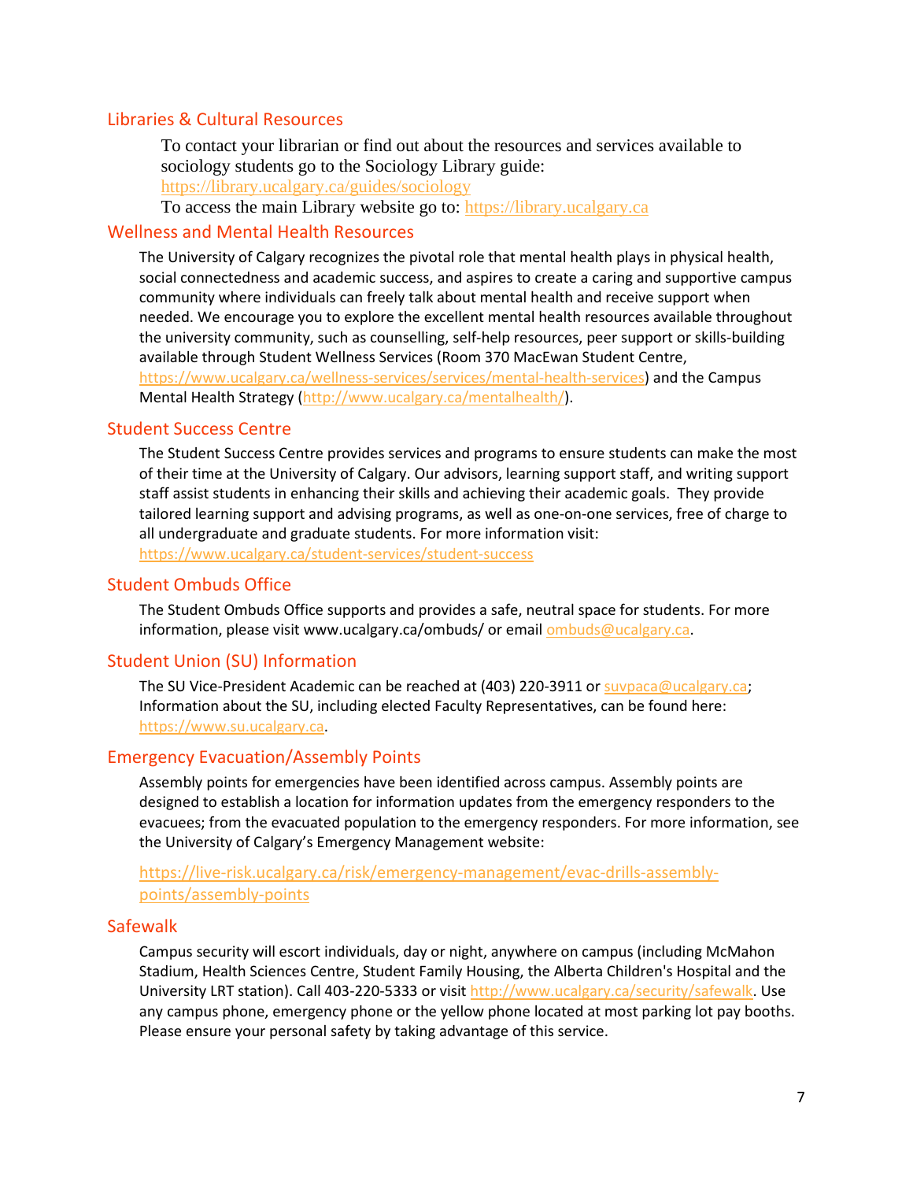## Libraries & Cultural Resources

To contact your librarian or find out about the resources and services available to sociology students go to the Sociology Library guide: https://library.ucalgary.ca/guides/sociology

To access the main Library website go to: https://library.ucalgary.ca

## Wellness and Mental Health Resources

The University of Calgary recognizes the pivotal role that mental health plays in physical health, social connectedness and academic success, and aspires to create a caring and supportive campus community where individuals can freely talk about mental health and receive support when needed. We encourage you to explore the excellent mental health resources available throughout the university community, such as counselling, self-help resources, peer support or skills-building available through Student Wellness Services (Room 370 MacEwan Student Centre, https://www.ucalgary.ca/wellness-services/services/mental-health-services) and the Campus Mental Health Strategy (http://www.ucalgary.ca/mentalhealth/).

## Student Success Centre

The Student Success Centre provides services and programs to ensure students can make the most of their time at the University of Calgary. Our advisors, learning support staff, and writing support staff assist students in enhancing their skills and achieving their academic goals. They provide tailored learning support and advising programs, as well as one-on-one services, free of charge to all undergraduate and graduate students. For more information visit: https://www.ucalgary.ca/student-services/student-success

## Student Ombuds Office

The Student Ombuds Office supports and provides a safe, neutral space for students. For more information, please visit www.ucalgary.ca/ombuds/ or email ombuds@ucalgary.ca.

## Student Union (SU) Information

The SU Vice-President Academic can be reached at (403) 220-3911 or suvpaca@ucalgary.ca; Information about the SU, including elected Faculty Representatives, can be found here: https://www.su.ucalgary.ca.

## Emergency Evacuation/Assembly Points

Assembly points for emergencies have been identified across campus. Assembly points are designed to establish a location for information updates from the emergency responders to the evacuees; from the evacuated population to the emergency responders. For more information, see the University of Calgary's Emergency Management website:

https://live-risk.ucalgary.ca/risk/emergency-management/evac-drills-assembly-points/assembly-points

## Safewalk

Campus security will escort individuals, day or night, anywhere on campus (including McMahon Stadium, Health Sciences Centre, Student Family Housing, the Alberta Children's Hospital and the University LRT station). Call 403-220-5333 or visit http://www.ucalgary.ca/security/safewalk. Use any campus phone, emergency phone or the yellow phone located at most parking lot pay booths. Please ensure your personal safety by taking advantage of this service.